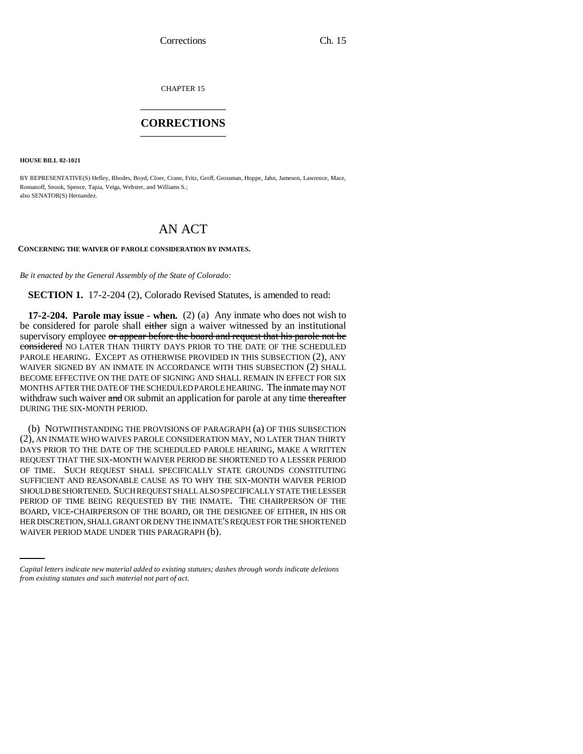CHAPTER 15

# CORRECTIONS

**HOUSE BILL 02-1021**

BY REPRESENTATIVE(S) Hefley, Rhodes, Boyd, Cloer, Crane, Fritz, Groff, Grossman, Hoppe, Jahn, Jameson, Lawrence, Mace, Romanoff, Snook, Spence, Tapia, Veiga, Webster, and Williams S.;
also SENATOR(S) Hernandez.

## AN ACT

**CONCERNING THE WAIVER OF PAROLE CONSIDERATION BY INMATES.**

*Be it enacted by the General Assembly of the State of Colorado:*

**SECTION 1.** 17-2-204 (2), Colorado Revised Statutes, is amended to read:

**17-2-204. Parole may issue - when.** (2) (a) Any inmate who does not wish to be considered for parole shall ~~either~~ sign a waiver witnessed by an institutional supervisory employee ~~or appear before the board and request that his parole not be considered~~ NO LATER THAN THIRTY DAYS PRIOR TO THE DATE OF THE SCHEDULED PAROLE HEARING. EXCEPT AS OTHERWISE PROVIDED IN THIS SUBSECTION (2), ANY WAIVER SIGNED BY AN INMATE IN ACCORDANCE WITH THIS SUBSECTION (2) SHALL BECOME EFFECTIVE ON THE DATE OF SIGNING AND SHALL REMAIN IN EFFECT FOR SIX MONTHS AFTER THE DATE OF THE SCHEDULED PAROLE HEARING. The inmate may NOT withdraw such waiver ~~and~~ OR submit an application for parole at any time ~~thereafter~~ DURING THE SIX-MONTH PERIOD.

(b) NOTWITHSTANDING THE PROVISIONS OF PARAGRAPH (a) OF THIS SUBSECTION (2), AN INMATE WHO WAIVES PAROLE CONSIDERATION MAY, NO LATER THAN THIRTY DAYS PRIOR TO THE DATE OF THE SCHEDULED PAROLE HEARING, MAKE A WRITTEN REQUEST THAT THE SIX-MONTH WAIVER PERIOD BE SHORTENED TO A LESSER PERIOD OF TIME. SUCH REQUEST SHALL SPECIFICALLY STATE GROUNDS CONSTITUTING SUFFICIENT AND REASONABLE CAUSE AS TO WHY THE SIX-MONTH WAIVER PERIOD SHOULD BE SHORTENED. SUCH REQUEST SHALL ALSO SPECIFICALLY STATE THE LESSER PERIOD OF TIME BEING REQUESTED BY THE INMATE. THE CHAIRPERSON OF THE BOARD, VICE-CHAIRPERSON OF THE BOARD, OR THE DESIGNEE OF EITHER, IN HIS OR HER DISCRETION, SHALL GRANT OR DENY THE INMATE'S REQUEST FOR THE SHORTENED WAIVER PERIOD MADE UNDER THIS PARAGRAPH (b).

*Capital letters indicate new material added to existing statutes; dashes through words indicate deletions from existing statutes and such material not part of act.*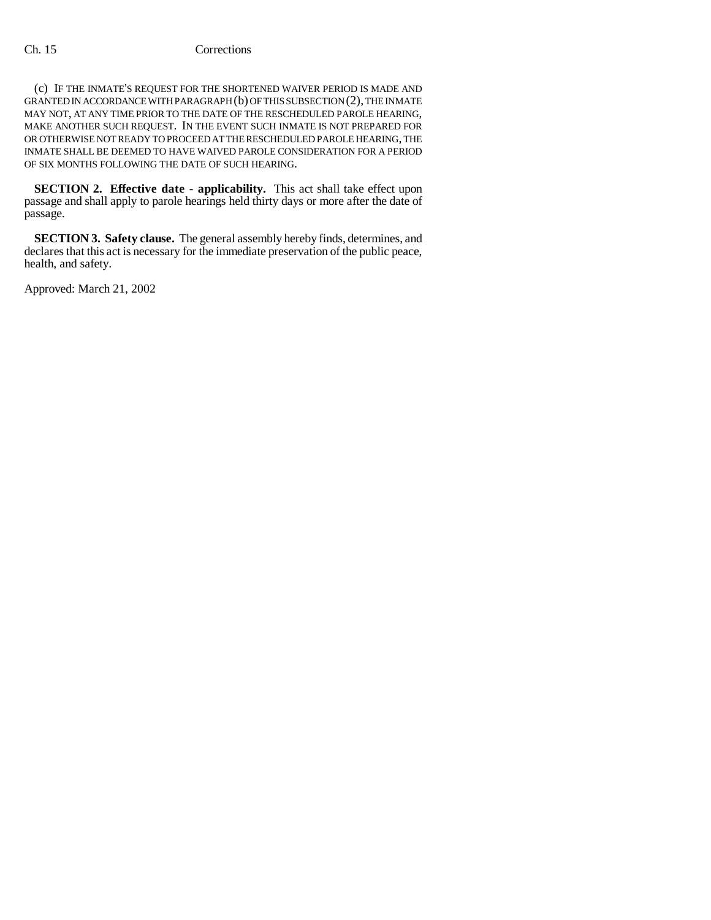(c) IF THE INMATE'S REQUEST FOR THE SHORTENED WAIVER PERIOD IS MADE AND GRANTED IN ACCORDANCE WITH PARAGRAPH (b) OF THIS SUBSECTION (2), THE INMATE MAY NOT, AT ANY TIME PRIOR TO THE DATE OF THE RESCHEDULED PAROLE HEARING, MAKE ANOTHER SUCH REQUEST. IN THE EVENT SUCH INMATE IS NOT PREPARED FOR OR OTHERWISE NOT READY TO PROCEED AT THE RESCHEDULED PAROLE HEARING, THE INMATE SHALL BE DEEMED TO HAVE WAIVED PAROLE CONSIDERATION FOR A PERIOD OF SIX MONTHS FOLLOWING THE DATE OF SUCH HEARING.

**SECTION 2. Effective date - applicability.** This act shall take effect upon passage and shall apply to parole hearings held thirty days or more after the date of passage.

**SECTION 3. Safety clause.** The general assembly hereby finds, determines, and declares that this act is necessary for the immediate preservation of the public peace, health, and safety.

Approved: March 21, 2002